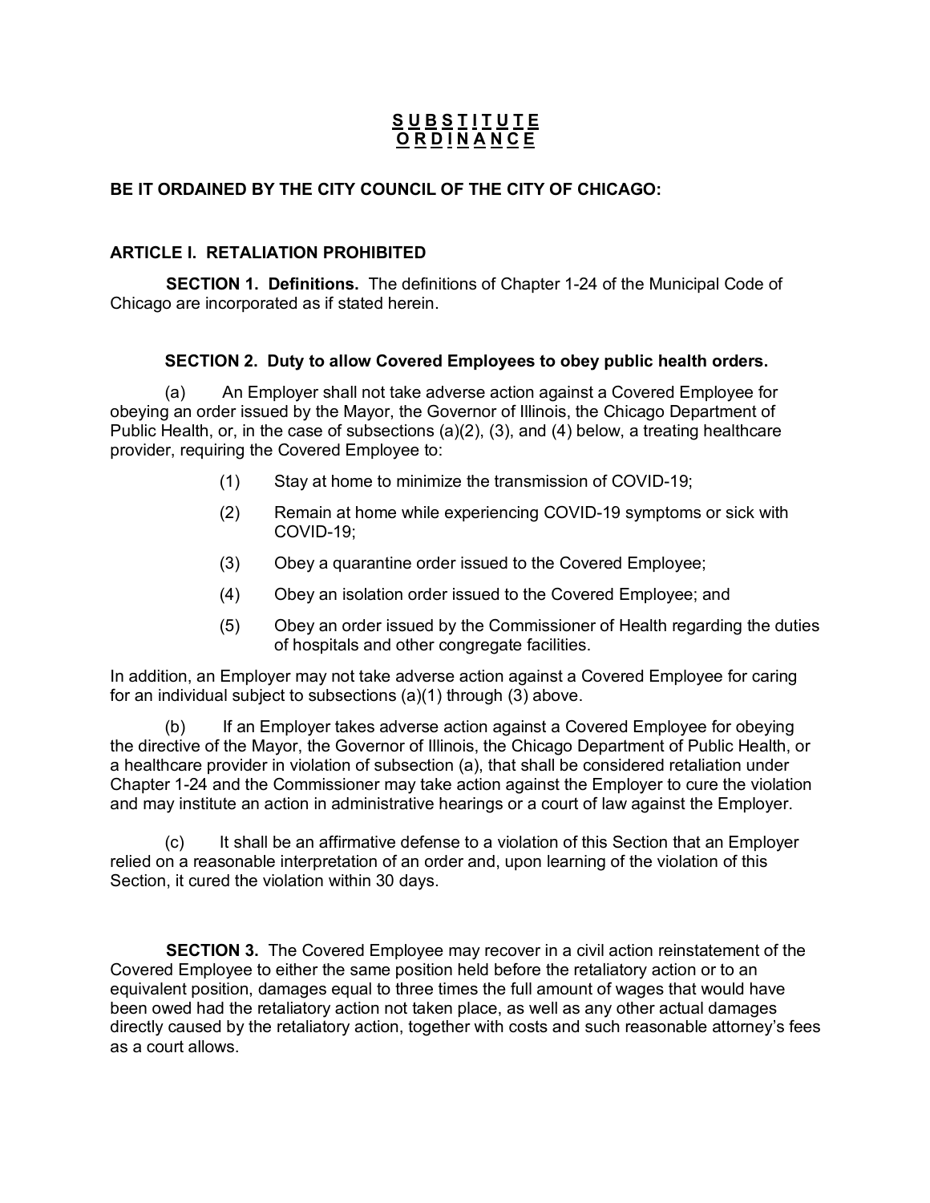# SUBSTITUTE ORDINANCE

**BE IT ORDAINED BY THE CITY COUNCIL OF THE CITY OF CHICAGO:**

## ARTICLE I. RETALIATION PROHIBITED

**SECTION 1. Definitions.** The definitions of Chapter 1-24 of the Municipal Code of Chicago are incorporated as if stated herein.

**SECTION 2. Duty to allow Covered Employees to obey public health orders.**

(a) An Employer shall not take adverse action against a Covered Employee for obeying an order issued by the Mayor, the Governor of Illinois, the Chicago Department of Public Health, or, in the case of subsections (a)(2), (3), and (4) below, a treating healthcare provider, requiring the Covered Employee to:

(1) Stay at home to minimize the transmission of COVID-19;

(2) Remain at home while experiencing COVID-19 symptoms or sick with COVID-19;

(3) Obey a quarantine order issued to the Covered Employee;

(4) Obey an isolation order issued to the Covered Employee; and

(5) Obey an order issued by the Commissioner of Health regarding the duties of hospitals and other congregate facilities.

In addition, an Employer may not take adverse action against a Covered Employee for caring for an individual subject to subsections (a)(1) through (3) above.

(b) If an Employer takes adverse action against a Covered Employee for obeying the directive of the Mayor, the Governor of Illinois, the Chicago Department of Public Health, or a healthcare provider in violation of subsection (a), that shall be considered retaliation under Chapter 1-24 and the Commissioner may take action against the Employer to cure the violation and may institute an action in administrative hearings or a court of law against the Employer.

(c) It shall be an affirmative defense to a violation of this Section that an Employer relied on a reasonable interpretation of an order and, upon learning of the violation of this Section, it cured the violation within 30 days.

**SECTION 3.** The Covered Employee may recover in a civil action reinstatement of the Covered Employee to either the same position held before the retaliatory action or to an equivalent position, damages equal to three times the full amount of wages that would have been owed had the retaliatory action not taken place, as well as any other actual damages directly caused by the retaliatory action, together with costs and such reasonable attorney's fees as a court allows.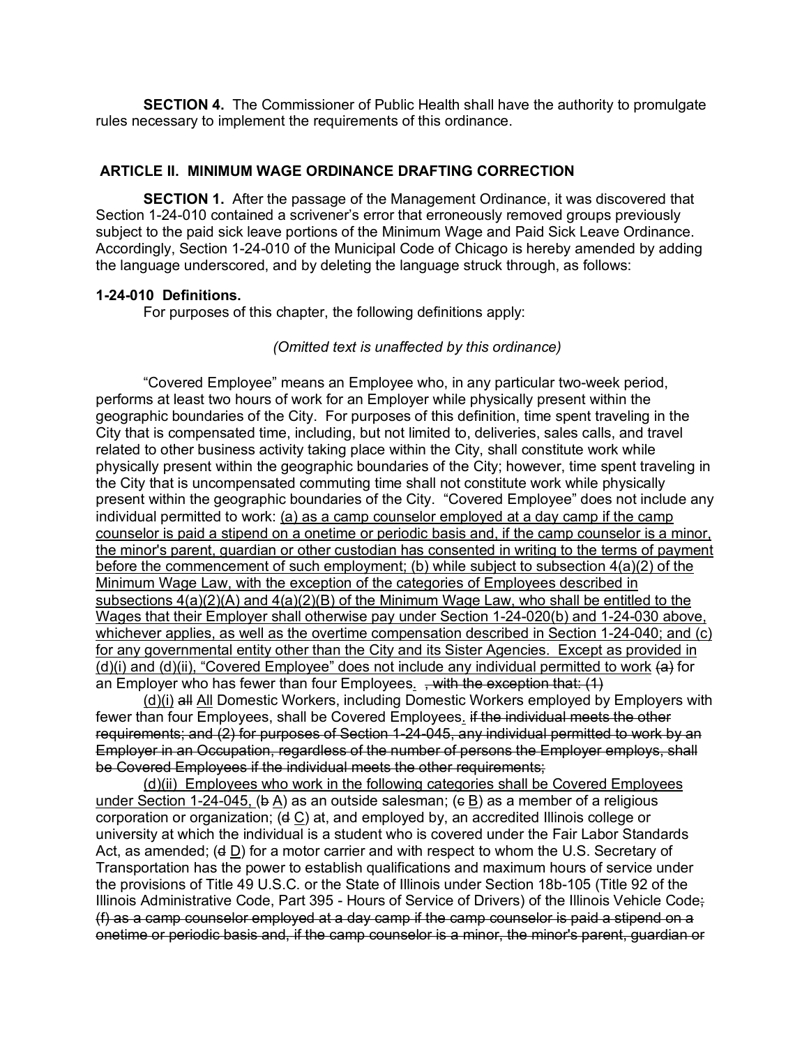**SECTION 4.** The Commissioner of Public Health shall have the authority to promulgate rules necessary to implement the requirements of this ordinance.

## ARTICLE II. MINIMUM WAGE ORDINANCE DRAFTING CORRECTION

**SECTION 1.** After the passage of the Management Ordinance, it was discovered that Section 1-24-010 contained a scrivener's error that erroneously removed groups previously subject to the paid sick leave portions of the Minimum Wage and Paid Sick Leave Ordinance. Accordingly, Section 1-24-010 of the Municipal Code of Chicago is hereby amended by adding the language underscored, and by deleting the language struck through, as follows:

**1-24-010 Definitions.**

For purposes of this chapter, the following definitions apply:

*(Omitted text is unaffected by this ordinance)*

"Covered Employee" means an Employee who, in any particular two-week period, performs at least two hours of work for an Employer while physically present within the geographic boundaries of the City. For purposes of this definition, time spent traveling in the City that is compensated time, including, but not limited to, deliveries, sales calls, and travel related to other business activity taking place within the City, shall constitute work while physically present within the geographic boundaries of the City; however, time spent traveling in the City that is uncompensated commuting time shall not constitute work while physically present within the geographic boundaries of the City. "Covered Employee" does not include any individual permitted to work: <u>(a) as a camp counselor employed at a day camp if the camp counselor is paid a stipend on a onetime or periodic basis and, if the camp counselor is a minor, the minor's parent, guardian or other custodian has consented in writing to the terms of payment before the commencement of such employment; (b) while subject to subsection 4(a)(2) of the Minimum Wage Law, with the exception of the categories of Employees described in subsections 4(a)(2)(A) and 4(a)(2)(B) of the Minimum Wage Law, who shall be entitled to the Wages that their Employer shall otherwise pay under Section 1-24-020(b) and 1-24-030 above, whichever applies, as well as the overtime compensation described in Section 1-24-040; and (c) for any governmental entity other than the City and its Sister Agencies. Except as provided in (d)(i) and (d)(ii), "Covered Employee" does not include any individual permitted to work</u> ~~(a)~~ for an Employer who has fewer than four Employees<u>.</u> ~~, with the exception that: (1)~~

<u>(d)(i)</u> ~~all~~ <u>All</u> Domestic Workers, including Domestic Workers employed by Employers with fewer than four Employees, shall be Covered Employees<u>.</u> ~~if the individual meets the other requirements; and (2) for purposes of Section 1-24-045, any individual permitted to work by an Employer in an Occupation, regardless of the number of persons the Employer employs, shall be Covered Employees if the individual meets the other requirements;~~

<u>(d)(ii) Employees who work in the following categories shall be Covered Employees under Section 1-24-045,</u> (~~b~~ <u>A</u>) as an outside salesman; (~~c~~ <u>B</u>) as a member of a religious corporation or organization; (~~d~~ <u>C</u>) at, and employed by, an accredited Illinois college or university at which the individual is a student who is covered under the Fair Labor Standards Act, as amended; (~~d~~ <u>D</u>) for a motor carrier and with respect to whom the U.S. Secretary of Transportation has the power to establish qualifications and maximum hours of service under the provisions of Title 49 U.S.C. or the State of Illinois under Section 18b-105 (Title 92 of the Illinois Administrative Code, Part 395 - Hours of Service of Drivers) of the Illinois Vehicle Code~~;~~ ~~(f) as a camp counselor employed at a day camp if the camp counselor is paid a stipend on a onetime or periodic basis and, if the camp counselor is a minor, the minor's parent, guardian or~~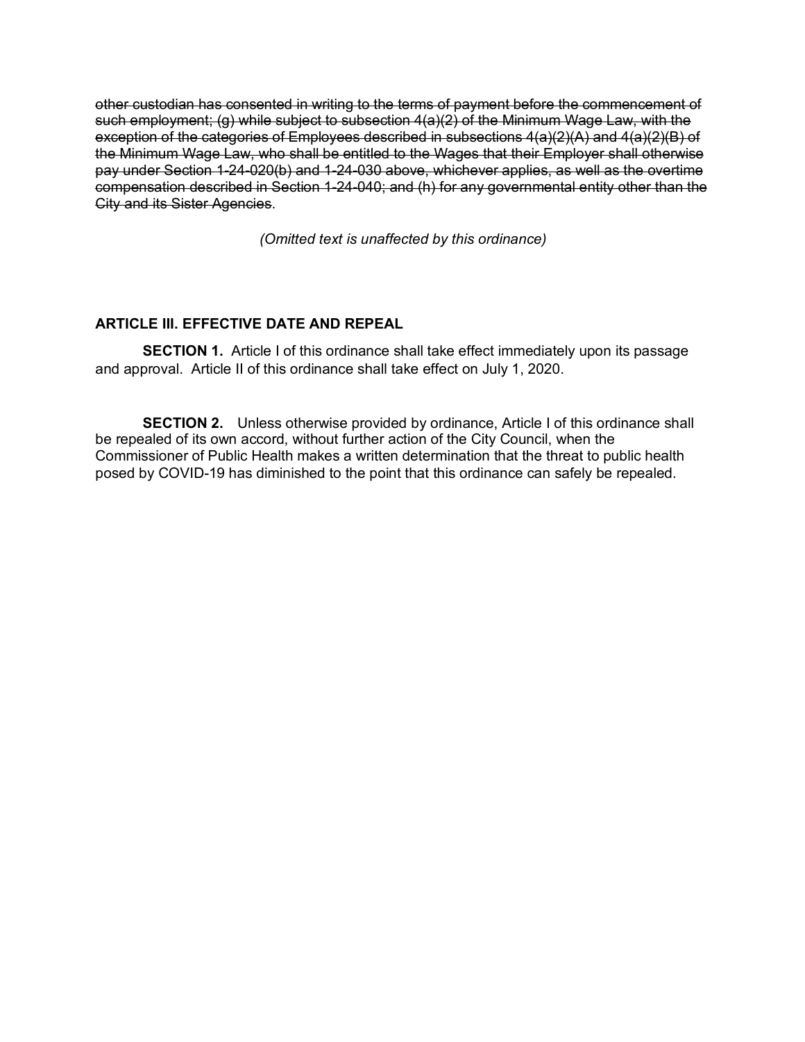~~other custodian has consented in writing to the terms of payment before the commencement of such employment; (g) while subject to subsection 4(a)(2) of the Minimum Wage Law, with the exception of the categories of Employees described in subsections 4(a)(2)(A) and 4(a)(2)(B) of the Minimum Wage Law, who shall be entitled to the Wages that their Employer shall otherwise pay under Section 1-24-020(b) and 1-24-030 above, whichever applies, as well as the overtime compensation described in Section 1-24-040; and (h) for any governmental entity other than the City and its Sister Agencies~~.

*(Omitted text is unaffected by this ordinance)*

**ARTICLE III. EFFECTIVE DATE AND REPEAL**

**SECTION 1.** Article I of this ordinance shall take effect immediately upon its passage and approval. Article II of this ordinance shall take effect on July 1, 2020.

**SECTION 2.** Unless otherwise provided by ordinance, Article I of this ordinance shall be repealed of its own accord, without further action of the City Council, when the Commissioner of Public Health makes a written determination that the threat to public health posed by COVID-19 has diminished to the point that this ordinance can safely be repealed.